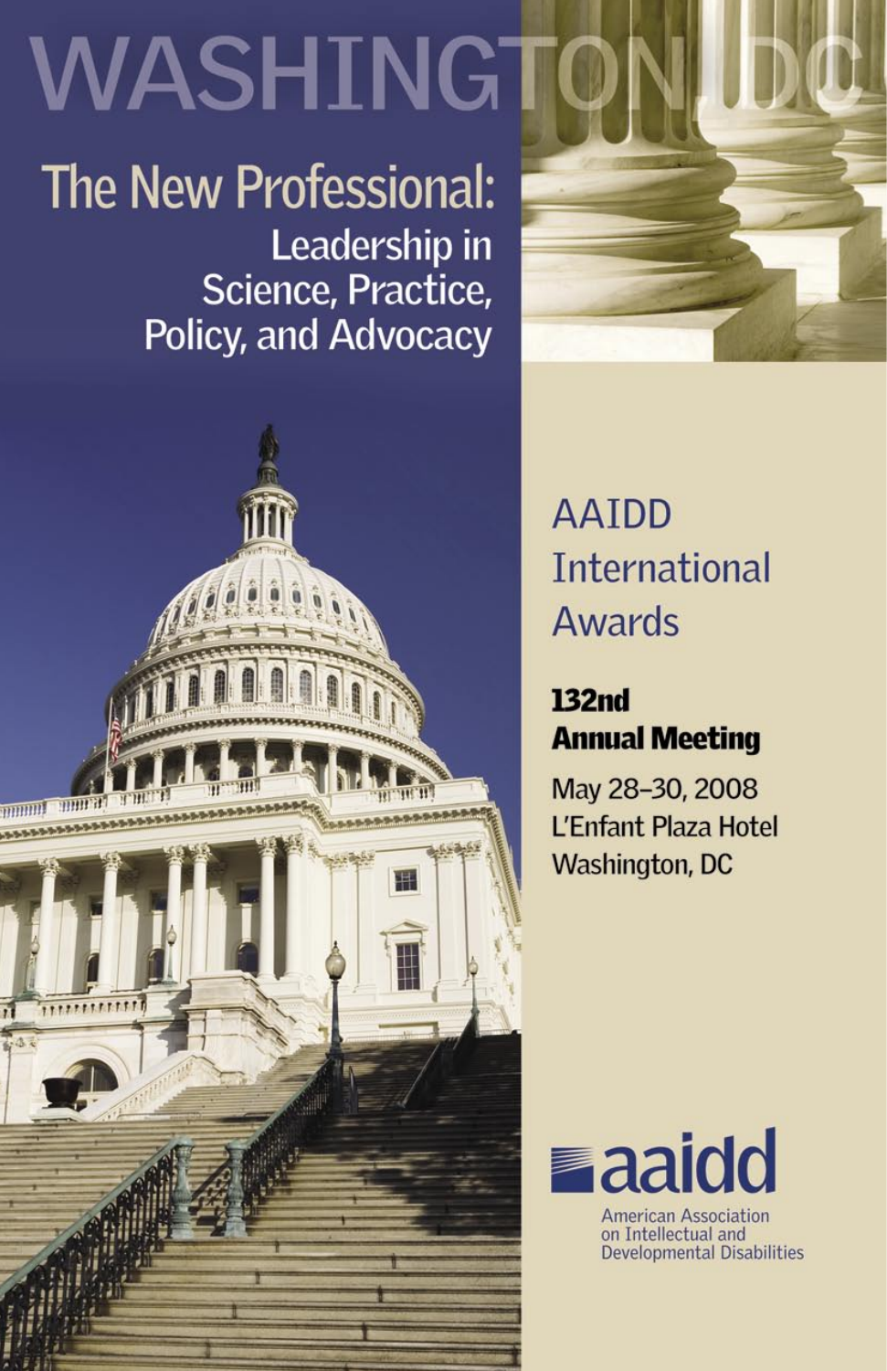# WASHINGTON, DC

## The New Professional: Leadership in Science, Practice, Policy, and Advocacy

## AAIDD International Awards

**132nd Annual Meeting**

May 28–30, 2008
L'Enfant Plaza Hotel
Washington, DC

aaidd
American Association on Intellectual and Developmental Disabilities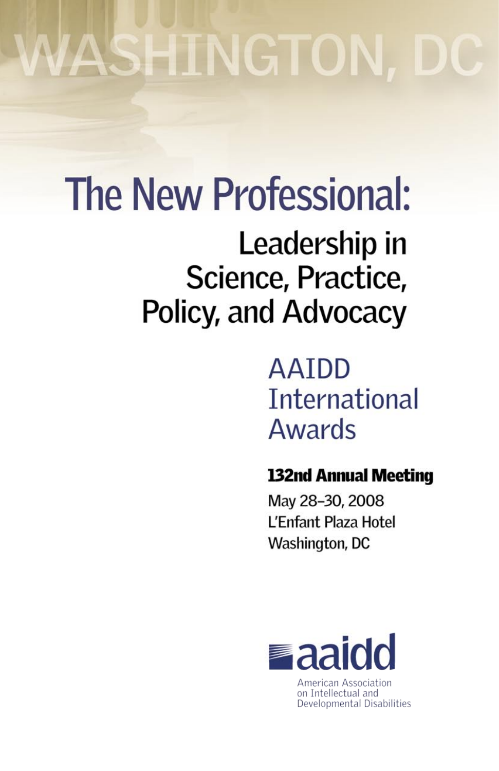# WASHINGTON, DC

# The New Professional:

## Leadership in Science, Practice, Policy, and Advocacy

## AAIDD International Awards

**132nd Annual Meeting**

May 28–30, 2008
L'Enfant Plaza Hotel
Washington, DC

aaidd
American Association on Intellectual and Developmental Disabilities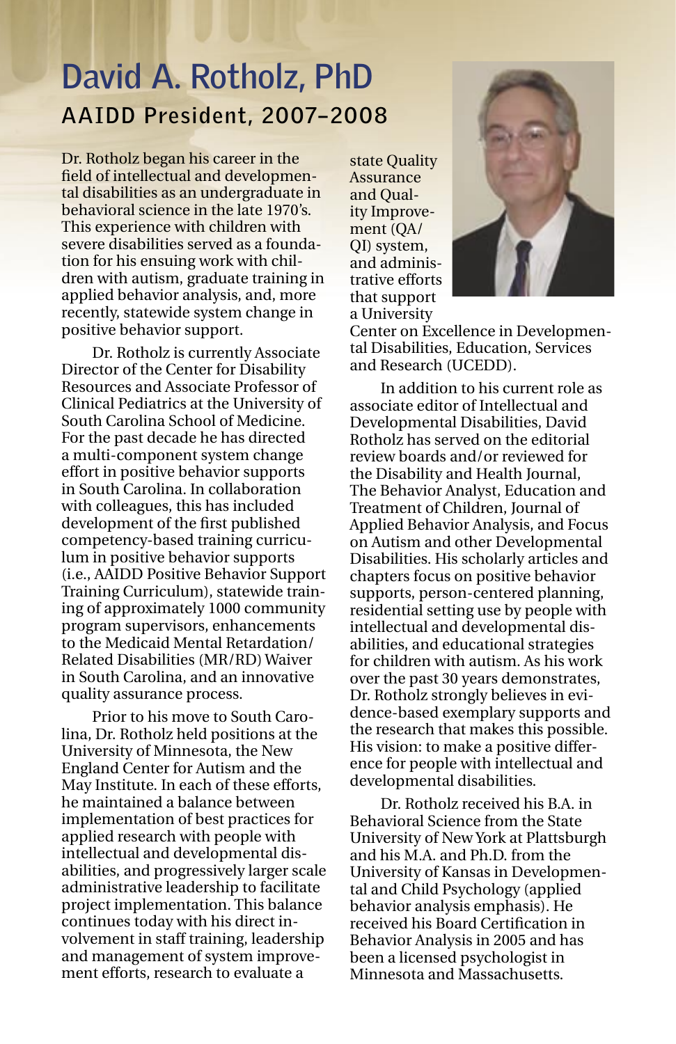# David A. Rotholz, PhD

## AAIDD President, 2007–2008

Dr. Rotholz began his career in the field of intellectual and developmental disabilities as an undergraduate in behavioral science in the late 1970's. This experience with children with severe disabilities served as a foundation for his ensuing work with children with autism, graduate training in applied behavior analysis, and, more recently, statewide system change in positive behavior support.

Dr. Rotholz is currently Associate Director of the Center for Disability Resources and Associate Professor of Clinical Pediatrics at the University of South Carolina School of Medicine. For the past decade he has directed a multi-component system change effort in positive behavior supports in South Carolina. In collaboration with colleagues, this has included development of the first published competency-based training curriculum in positive behavior supports (i.e., AAIDD Positive Behavior Support Training Curriculum), statewide training of approximately 1000 community program supervisors, enhancements to the Medicaid Mental Retardation/Related Disabilities (MR/RD) Waiver in South Carolina, and an innovative quality assurance process.

Prior to his move to South Carolina, Dr. Rotholz held positions at the University of Minnesota, the New England Center for Autism and the May Institute. In each of these efforts, he maintained a balance between implementation of best practices for applied research with people with intellectual and developmental disabilities, and progressively larger scale administrative leadership to facilitate project implementation. This balance continues today with his direct involvement in staff training, leadership and management of system improvement efforts, research to evaluate a state Quality Assurance and Quality Improvement (QA/QI) system, and administrative efforts that support a University Center on Excellence in Developmental Disabilities, Education, Services and Research (UCEDD).

In addition to his current role as associate editor of Intellectual and Developmental Disabilities, David Rotholz has served on the editorial review boards and/or reviewed for the Disability and Health Journal, The Behavior Analyst, Education and Treatment of Children, Journal of Applied Behavior Analysis, and Focus on Autism and other Developmental Disabilities. His scholarly articles and chapters focus on positive behavior supports, person-centered planning, residential setting use by people with intellectual and developmental disabilities, and educational strategies for children with autism. As his work over the past 30 years demonstrates, Dr. Rotholz strongly believes in evidence-based exemplary supports and the research that makes this possible. His vision: to make a positive difference for people with intellectual and developmental disabilities.

Dr. Rotholz received his B.A. in Behavioral Science from the State University of New York at Plattsburgh and his M.A. and Ph.D. from the University of Kansas in Developmental and Child Psychology (applied behavior analysis emphasis). He received his Board Certification in Behavior Analysis in 2005 and has been a licensed psychologist in Minnesota and Massachusetts.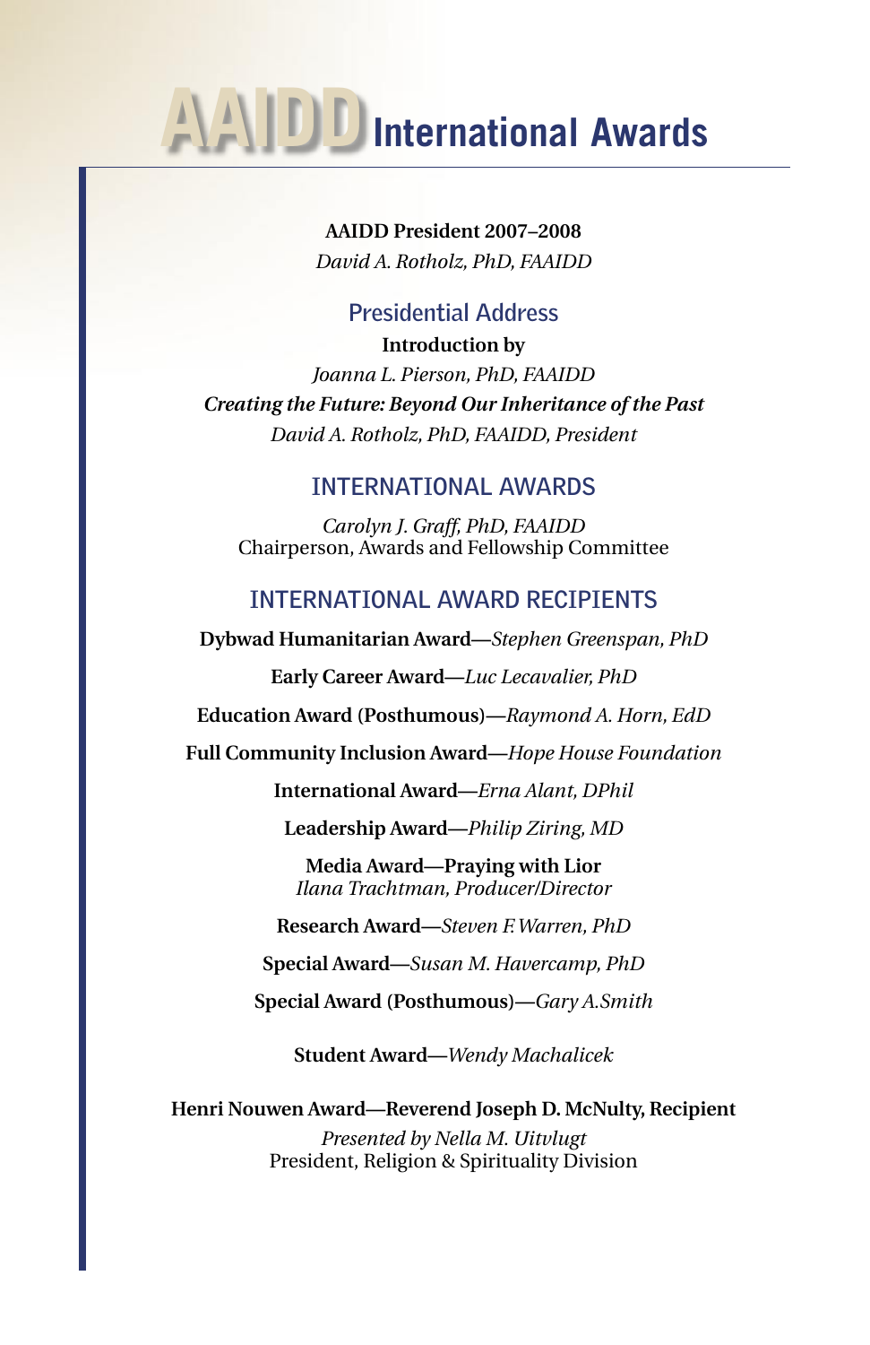# AAIDD International Awards

**AAIDD President 2007–2008**

*David A. Rotholz, PhD, FAAIDD*

## Presidential Address

**Introduction by**

*Joanna L. Pierson, PhD, FAAIDD*

***Creating the Future: Beyond Our Inheritance of the Past***

*David A. Rotholz, PhD, FAAIDD, President*

## INTERNATIONAL AWARDS

*Carolyn J. Graff, PhD, FAAIDD*
Chairperson, Awards and Fellowship Committee

## INTERNATIONAL AWARD RECIPIENTS

**Dybwad Humanitarian Award**—*Stephen Greenspan, PhD*

**Early Career Award**—*Luc Lecavalier, PhD*

**Education Award (Posthumous)**—*Raymond A. Horn, EdD*

**Full Community Inclusion Award**—*Hope House Foundation*

**International Award**—*Erna Alant, DPhil*

**Leadership Award**—*Philip Ziring, MD*

**Media Award—Praying with Lior**
*Ilana Trachtman, Producer/Director*

**Research Award**—*Steven F. Warren, PhD*

**Special Award**—*Susan M. Havercamp, PhD*

**Special Award (Posthumous)**—*Gary A.Smith*

**Student Award**—*Wendy Machalicek*

**Henri Nouwen Award—Reverend Joseph D. McNulty, Recipient**
*Presented by Nella M. Uitvlugt*
President, Religion & Spirituality Division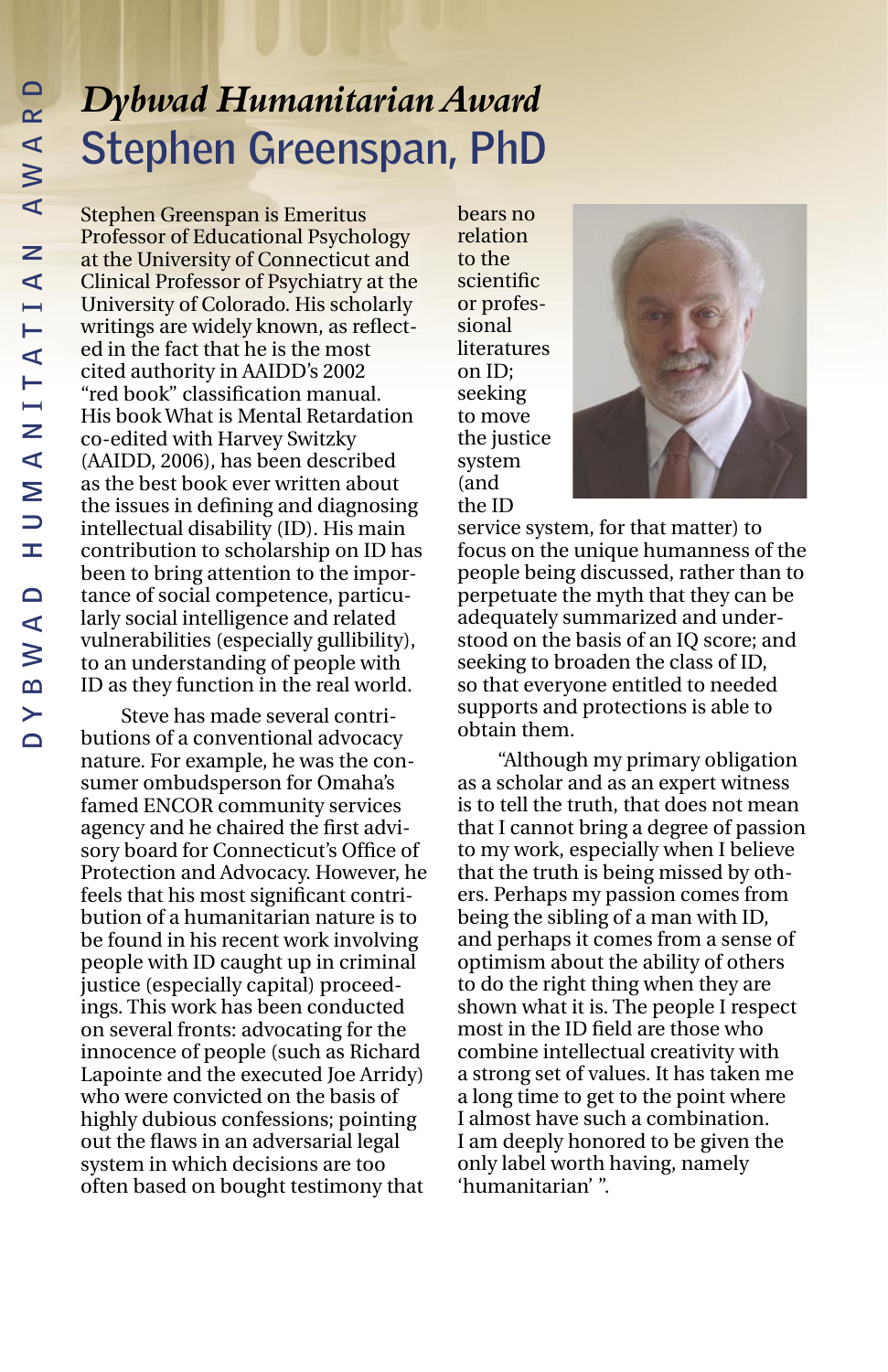# *Dybwad Humanitarian Award*

## Stephen Greenspan, PhD

Stephen Greenspan is Emeritus Professor of Educational Psychology at the University of Connecticut and Clinical Professor of Psychiatry at the University of Colorado. His scholarly writings are widely known, as reflected in the fact that he is the most cited authority in AAIDD's 2002 "red book" classification manual. His book What is Mental Retardation co-edited with Harvey Switzky (AAIDD, 2006), has been described as the best book ever written about the issues in defining and diagnosing intellectual disability (ID). His main contribution to scholarship on ID has been to bring attention to the importance of social competence, particularly social intelligence and related vulnerabilities (especially gullibility), to an understanding of people with ID as they function in the real world.

Steve has made several contributions of a conventional advocacy nature. For example, he was the consumer ombudsperson for Omaha's famed ENCOR community services agency and he chaired the first advisory board for Connecticut's Office of Protection and Advocacy. However, he feels that his most significant contribution of a humanitarian nature is to be found in his recent work involving people with ID caught up in criminal justice (especially capital) proceedings. This work has been conducted on several fronts: advocating for the innocence of people (such as Richard Lapointe and the executed Joe Arridy) who were convicted on the basis of highly dubious confessions; pointing out the flaws in an adversarial legal system in which decisions are too often based on bought testimony that bears no relation to the scientific or professional literatures on ID; seeking to move the justice system (and the ID service system, for that matter) to focus on the unique humanness of the people being discussed, rather than to perpetuate the myth that they can be adequately summarized and understood on the basis of an IQ score; and seeking to broaden the class of ID, so that everyone entitled to needed supports and protections is able to obtain them.

"Although my primary obligation as a scholar and as an expert witness is to tell the truth, that does not mean that I cannot bring a degree of passion to my work, especially when I believe that the truth is being missed by others. Perhaps my passion comes from being the sibling of a man with ID, and perhaps it comes from a sense of optimism about the ability of others to do the right thing when they are shown what it is. The people I respect most in the ID field are those who combine intellectual creativity with a strong set of values. It has taken me a long time to get to the point where I almost have such a combination. I am deeply honored to be given the only label worth having, namely 'humanitarian' ".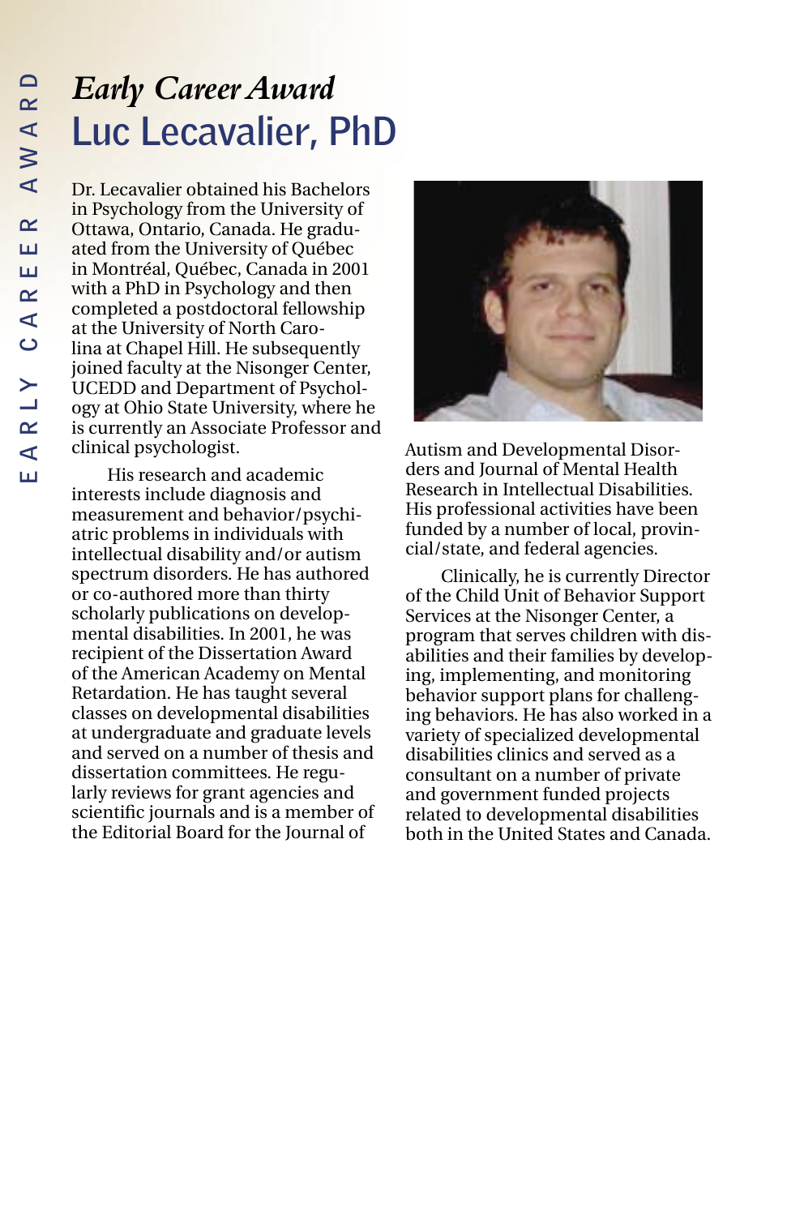*Early Career Award*

# Luc Lecavalier, PhD

Dr. Lecavalier obtained his Bachelors in Psychology from the University of Ottawa, Ontario, Canada. He graduated from the University of Québec in Montréal, Québec, Canada in 2001 with a PhD in Psychology and then completed a postdoctoral fellowship at the University of North Carolina at Chapel Hill. He subsequently joined faculty at the Nisonger Center, UCEDD and Department of Psychology at Ohio State University, where he is currently an Associate Professor and clinical psychologist.

His research and academic interests include diagnosis and measurement and behavior/psychiatric problems in individuals with intellectual disability and/or autism spectrum disorders. He has authored or co-authored more than thirty scholarly publications on developmental disabilities. In 2001, he was recipient of the Dissertation Award of the American Academy on Mental Retardation. He has taught several classes on developmental disabilities at undergraduate and graduate levels and served on a number of thesis and dissertation committees. He regularly reviews for grant agencies and scientific journals and is a member of the Editorial Board for the Journal of Autism and Developmental Disorders and Journal of Mental Health Research in Intellectual Disabilities. His professional activities have been funded by a number of local, provincial/state, and federal agencies.

Clinically, he is currently Director of the Child Unit of Behavior Support Services at the Nisonger Center, a program that serves children with disabilities and their families by developing, implementing, and monitoring behavior support plans for challenging behaviors. He has also worked in a variety of specialized developmental disabilities clinics and served as a consultant on a number of private and government funded projects related to developmental disabilities both in the United States and Canada.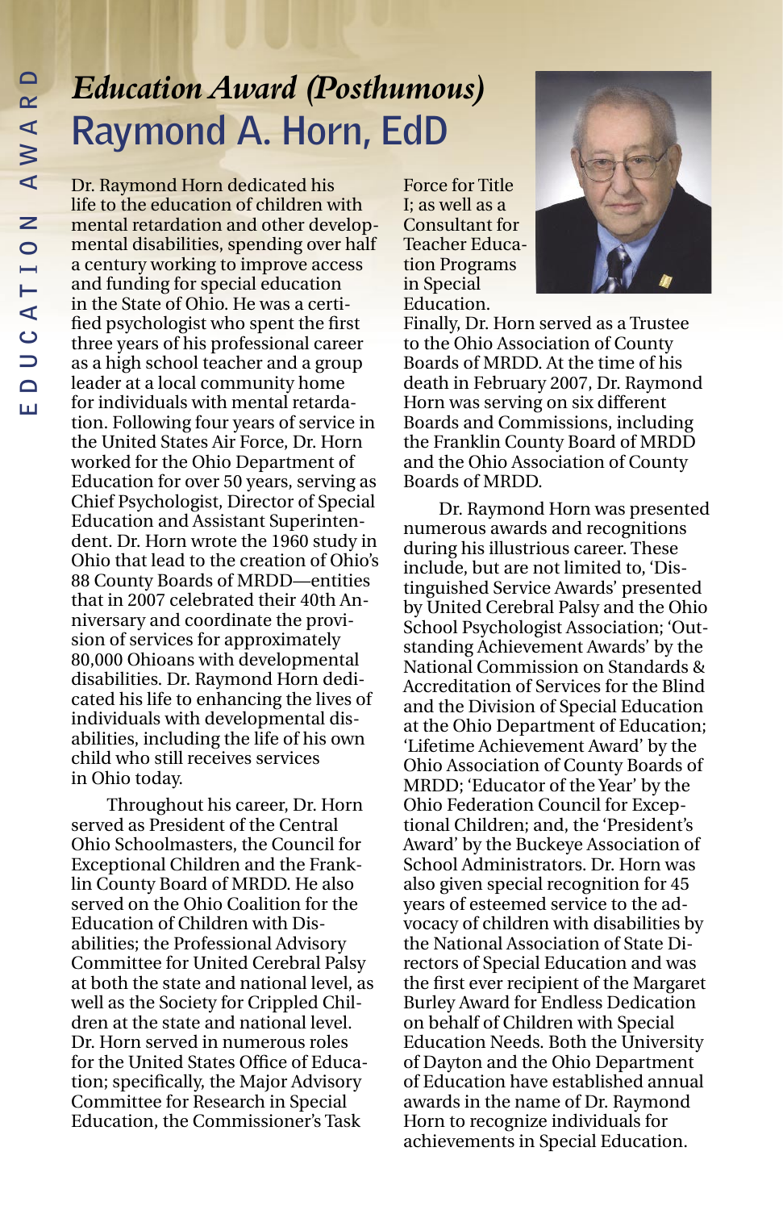## *Education Award (Posthumous)*

# Raymond A. Horn, EdD

Dr. Raymond Horn dedicated his life to the education of children with mental retardation and other developmental disabilities, spending over half a century working to improve access and funding for special education in the State of Ohio. He was a certified psychologist who spent the first three years of his professional career as a high school teacher and a group leader at a local community home for individuals with mental retardation. Following four years of service in the United States Air Force, Dr. Horn worked for the Ohio Department of Education for over 50 years, serving as Chief Psychologist, Director of Special Education and Assistant Superintendent. Dr. Horn wrote the 1960 study in Ohio that lead to the creation of Ohio's 88 County Boards of MRDD—entities that in 2007 celebrated their 40th Anniversary and coordinate the provision of services for approximately 80,000 Ohioans with developmental disabilities. Dr. Raymond Horn dedicated his life to enhancing the lives of individuals with developmental disabilities, including the life of his own child who still receives services in Ohio today.

Throughout his career, Dr. Horn served as President of the Central Ohio Schoolmasters, the Council for Exceptional Children and the Franklin County Board of MRDD. He also served on the Ohio Coalition for the Education of Children with Disabilities; the Professional Advisory Committee for United Cerebral Palsy at both the state and national level, as well as the Society for Crippled Children at the state and national level. Dr. Horn served in numerous roles for the United States Office of Education; specifically, the Major Advisory Committee for Research in Special Education, the Commissioner's Task Force for Title I; as well as a Consultant for Teacher Education Programs in Special Education. Finally, Dr. Horn served as a Trustee to the Ohio Association of County Boards of MRDD. At the time of his death in February 2007, Dr. Raymond Horn was serving on six different Boards and Commissions, including the Franklin County Board of MRDD and the Ohio Association of County Boards of MRDD.

Dr. Raymond Horn was presented numerous awards and recognitions during his illustrious career. These include, but are not limited to, 'Distinguished Service Awards' presented by United Cerebral Palsy and the Ohio School Psychologist Association; 'Outstanding Achievement Awards' by the National Commission on Standards & Accreditation of Services for the Blind and the Division of Special Education at the Ohio Department of Education; 'Lifetime Achievement Award' by the Ohio Association of County Boards of MRDD; 'Educator of the Year' by the Ohio Federation Council for Exceptional Children; and, the 'President's Award' by the Buckeye Association of School Administrators. Dr. Horn was also given special recognition for 45 years of esteemed service to the advocacy of children with disabilities by the National Association of State Directors of Special Education and was the first ever recipient of the Margaret Burley Award for Endless Dedication on behalf of Children with Special Education Needs. Both the University of Dayton and the Ohio Department of Education have established annual awards in the name of Dr. Raymond Horn to recognize individuals for achievements in Special Education.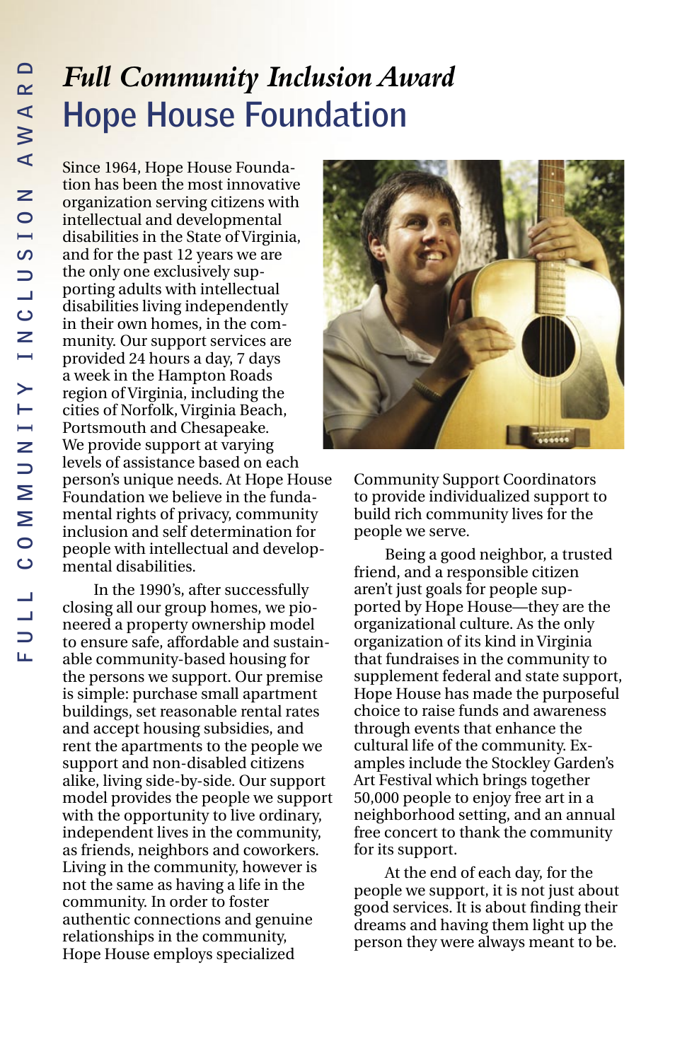# *Full Community Inclusion Award*

## Hope House Foundation

Since 1964, Hope House Foundation has been the most innovative organization serving citizens with intellectual and developmental disabilities in the State of Virginia, and for the past 12 years we are the only one exclusively supporting adults with intellectual disabilities living independently in their own homes, in the community. Our support services are provided 24 hours a day, 7 days a week in the Hampton Roads region of Virginia, including the cities of Norfolk, Virginia Beach, Portsmouth and Chesapeake. We provide support at varying levels of assistance based on each person's unique needs. At Hope House Foundation we believe in the fundamental rights of privacy, community inclusion and self determination for people with intellectual and developmental disabilities.

In the 1990's, after successfully closing all our group homes, we pioneered a property ownership model to ensure safe, affordable and sustainable community-based housing for the persons we support. Our premise is simple: purchase small apartment buildings, set reasonable rental rates and accept housing subsidies, and rent the apartments to the people we support and non-disabled citizens alike, living side-by-side. Our support model provides the people we support with the opportunity to live ordinary, independent lives in the community, as friends, neighbors and coworkers. Living in the community, however is not the same as having a life in the community. In order to foster authentic connections and genuine relationships in the community, Hope House employs specialized Community Support Coordinators to provide individualized support to build rich community lives for the people we serve.

Being a good neighbor, a trusted friend, and a responsible citizen aren't just goals for people supported by Hope House—they are the organizational culture. As the only organization of its kind in Virginia that fundraises in the community to supplement federal and state support, Hope House has made the purposeful choice to raise funds and awareness through events that enhance the cultural life of the community. Examples include the Stockley Garden's Art Festival which brings together 50,000 people to enjoy free art in a neighborhood setting, and an annual free concert to thank the community for its support.

At the end of each day, for the people we support, it is not just about good services. It is about finding their dreams and having them light up the person they were always meant to be.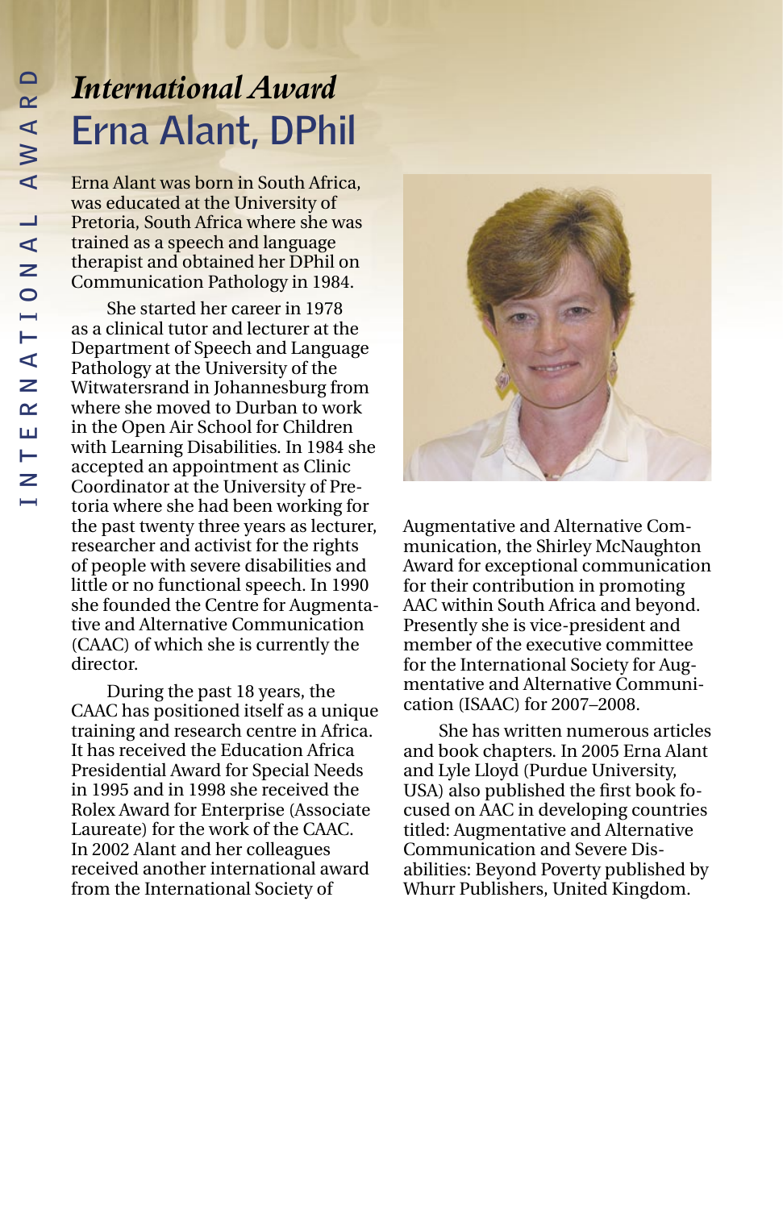*International Award*

# Erna Alant, DPhil

Erna Alant was born in South Africa, was educated at the University of Pretoria, South Africa where she was trained as a speech and language therapist and obtained her DPhil on Communication Pathology in 1984.

She started her career in 1978 as a clinical tutor and lecturer at the Department of Speech and Language Pathology at the University of the Witwatersrand in Johannesburg from where she moved to Durban to work in the Open Air School for Children with Learning Disabilities. In 1984 she accepted an appointment as Clinic Coordinator at the University of Pretoria where she had been working for the past twenty three years as lecturer, researcher and activist for the rights of people with severe disabilities and little or no functional speech. In 1990 she founded the Centre for Augmentative and Alternative Communication (CAAC) of which she is currently the director.

During the past 18 years, the CAAC has positioned itself as a unique training and research centre in Africa. It has received the Education Presidential Award for Special Needs in 1995 and in 1998 she received the Rolex Award for Enterprise (Associate Laureate) for the work of the CAAC. In 2002 Alant and her colleagues received another international award from the International Society of Augmentative and Alternative Communication, the Shirley McNaughton Award for exceptional communication for their contribution in promoting AAC within South Africa and beyond. Presently she is vice-president and member of the executive committee for the International Society for Augmentative and Alternative Communication (ISAAC) for 2007–2008.

She has written numerous articles and book chapters. In 2005 Erna Alant and Lyle Lloyd (Purdue University, USA) also published the first book focused on AAC in developing countries titled: Augmentative and Alternative Communication and Severe Disabilities: Beyond Poverty published by Whurr Publishers, United Kingdom.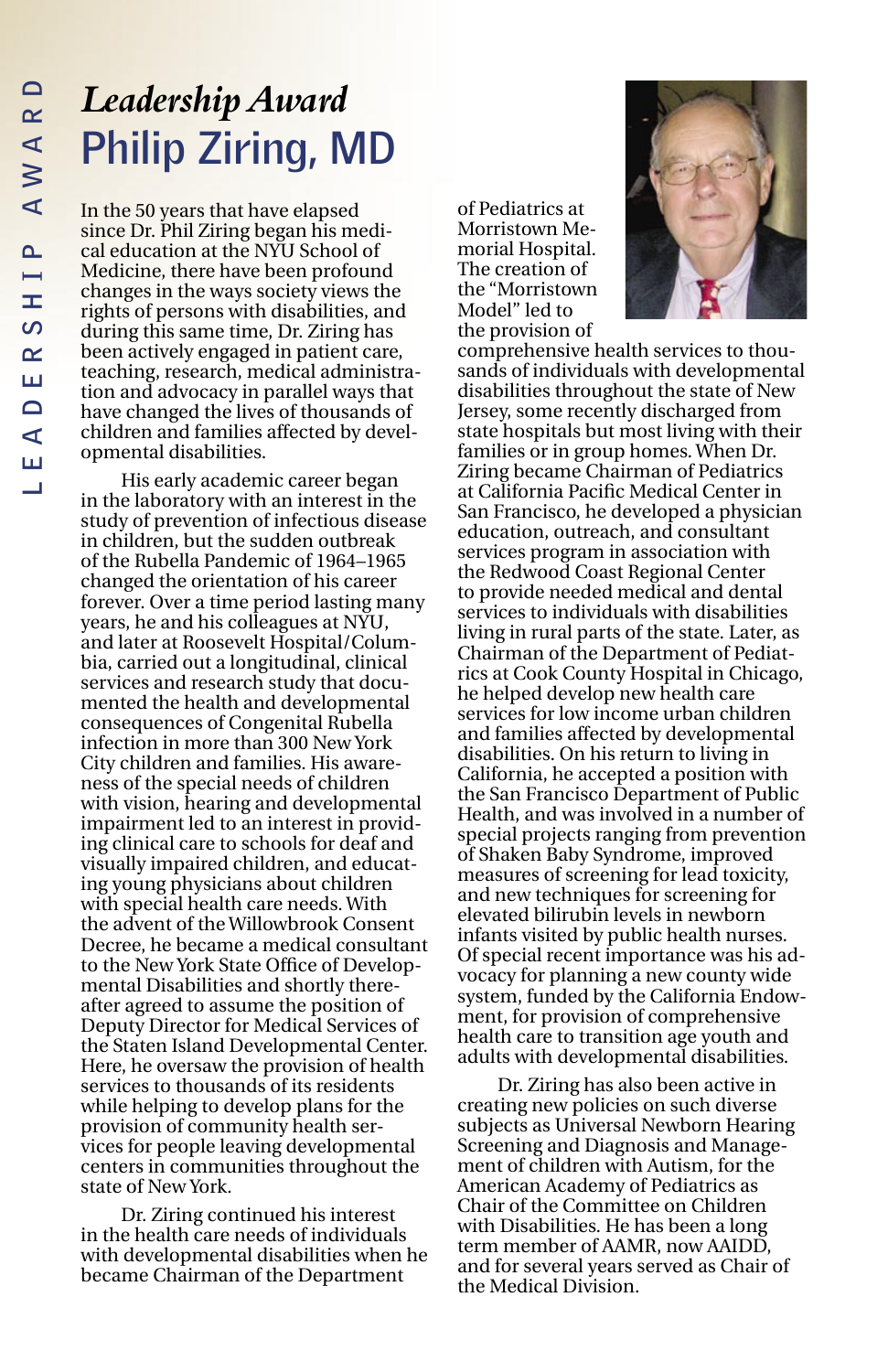# *Leadership Award*

# Philip Ziring, MD

In the 50 years that have elapsed since Dr. Phil Ziring began his medical education at the NYU School of Medicine, there have been profound changes in the ways society views the rights of persons with disabilities, and during this same time, Dr. Ziring has been actively engaged in patient care, teaching, research, medical administration and advocacy in parallel ways that have changed the lives of thousands of children and families affected by developmental disabilities.

His early academic career began in the laboratory with an interest in the study of prevention of infectious disease in children, but the sudden outbreak of the Rubella Pandemic of 1964–1965 changed the orientation of his career forever. Over a time period lasting many years, he and his colleagues at NYU, and later at Roosevelt Hospital/Columbia, carried out a longitudinal, clinical services and research study that documented the health and developmental consequences of Congenital Rubella infection in more than 300 New York City children and families. His awareness of the special needs of children with vision, hearing and developmental impairment led to an interest in providing clinical care to schools for deaf and visually impaired children, and educating young physicians about children with special health care needs. With the advent of the Willowbrook Consent Decree, he became a medical consultant to the New York State Office of Developmental Disabilities and shortly thereafter agreed to assume the position of Deputy Director for Medical Services of the Staten Island Developmental Center. Here, he oversaw the provision of health services to thousands of its residents while helping to develop plans for the provision of community health services for people leaving developmental centers in communities throughout the state of New York.

Dr. Ziring continued his interest in the health care needs of individuals with developmental disabilities when he became Chairman of the Department of Pediatrics at Morristown Memorial Hospital. The creation of the "Morristown Model" led to the provision of comprehensive health services to thousands of individuals with developmental disabilities throughout the state of New Jersey, some recently discharged from state hospitals but most living with their families or in group homes. When Dr. Ziring became Chairman of Pediatrics at California Pacific Medical Center in San Francisco, he developed a physician education, outreach, and consultant services program in association with the Redwood Coast Regional Center to provide needed medical and dental services to individuals with disabilities living in rural parts of the state. Later, as Chairman of the Department of Pediatrics at Cook County Hospital in Chicago, he helped develop new health care services for low income urban children and families affected by developmental disabilities. On his return to living in California, he accepted a position with the San Francisco Department of Public Health, and was involved in a number of special projects ranging from prevention of Shaken Baby Syndrome, improved measures of screening for lead toxicity, and new techniques for screening for elevated bilirubin levels in newborn infants visited by public health nurses. Of special recent importance was his advocacy for planning a new county wide system, funded by the California Endowment, for provision of comprehensive health care to transition age youth and adults with developmental disabilities.

Dr. Ziring has also been active in creating new policies on such diverse subjects as Universal Newborn Hearing Screening and Diagnosis and Management of children with Autism, for the American Academy of Pediatrics as Chair of the Committee on Children with Disabilities. He has been a long term member of AAMR, now AAIDD, and for several years served as Chair of the Medical Division.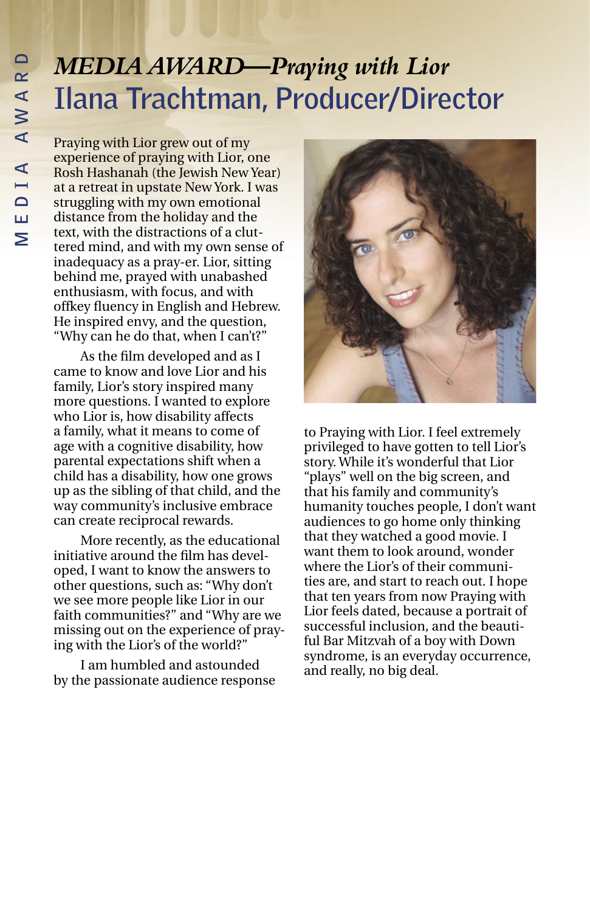# *MEDIA AWARD—Praying with Lior*

## Ilana Trachtman, Producer/Director

Praying with Lior grew out of my experience of praying with Lior, one Rosh Hashanah (the Jewish New Year) at a retreat in upstate New York. I was struggling with my own emotional distance from the holiday and the text, with the distractions of a cluttered mind, and with my own sense of inadequacy as a pray-er. Lior, sitting behind me, prayed with unabashed enthusiasm, with focus, and with offkey fluency in English and Hebrew. He inspired envy, and the question, "Why can he do that, when I can't?"

As the film developed and as I came to know and love Lior and his family, Lior's story inspired many more questions. I wanted to explore who Lior is, how disability affects a family, what it means to come of age with a cognitive disability, how parental expectations shift when a child has a disability, how one grows up as the sibling of that child, and the way community's inclusive embrace can create reciprocal rewards.

More recently, as the educational initiative around the film has developed, I want to know the answers to other questions, such as: "Why don't we see more people like Lior in our faith communities?" and "Why are we missing out on the experience of praying with the Lior's of the world?"

I am humbled and astounded by the passionate audience response to Praying with Lior. I feel extremely privileged to have gotten to tell Lior's story. While it's wonderful that Lior "plays" well on the big screen, and that his family and community's humanity touches people, I don't want audiences to go home only thinking that they watched a good movie. I want them to look around, wonder where the Lior's of their communities are, and start to reach out. I hope that ten years from now Praying with Lior feels dated, because a portrait of successful inclusion, and the beautiful Bar Mitzvah of a boy with Down syndrome, is an everyday occurrence, and really, no big deal.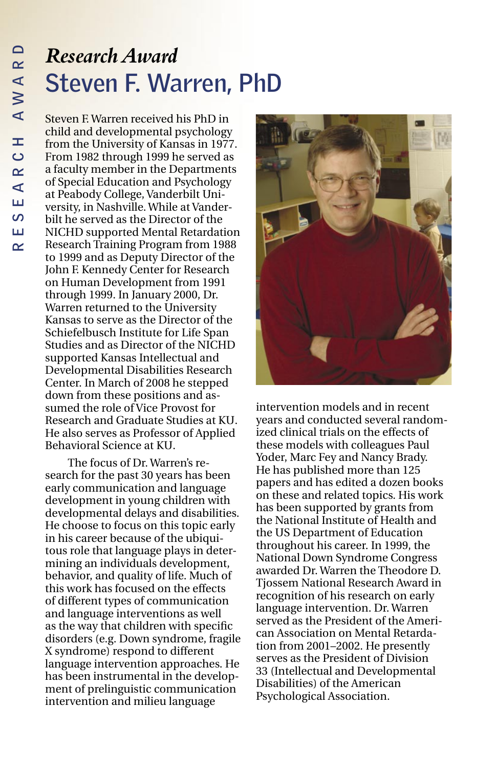*Research Award*

# Steven F. Warren, PhD

Steven F. Warren received his PhD in child and developmental psychology from the University of Kansas in 1977. From 1982 through 1999 he served as a faculty member in the Departments of Special Education and Psychology at Peabody College, Vanderbilt University, in Nashville. While at Vanderbilt he served as the Director of the NICHD supported Mental Retardation Research Training Program from 1988 to 1999 and as Deputy Director of the John F. Kennedy Center for Research on Human Development from 1991 through 1999. In January 2000, Dr. Warren returned to the University Kansas to serve as the Director of the Schiefelbusch Institute for Life Span Studies and as Director of the NICHD supported Kansas Intellectual and Developmental Disabilities Research Center. In March of 2008 he stepped down from these positions and assumed the role of Vice Provost for Research and Graduate Studies at KU. He also serves as Professor of Applied Behavioral Science at KU.

The focus of Dr. Warren's research for the past 30 years has been early communication and language development in young children with developmental delays and disabilities. He choose to focus on this topic early in his career because of the ubiquitous role that language plays in determining an individuals development, behavior, and quality of life. Much of this work has focused on the effects of different types of communication and language interventions as well as the way that children with specific disorders (e.g. Down syndrome, fragile X syndrome) respond to different language intervention approaches. He has been instrumental in the development of prelinguistic communication intervention and milieu language intervention models and in recent years and conducted several randomized clinical trials on the effects of these models with colleagues Paul Yoder, Marc Fey and Nancy Brady. He has published more than 125 papers and has edited a dozen books on these and related topics. His work has been supported by grants from the National Institute of Health and the US Department of Education throughout his career. In 1999, the National Down Syndrome Congress awarded Dr. Warren the Theodore D. Tjossem National Research Award in recognition of his research on early language intervention. Dr. Warren served as the President of the American Association on Mental Retardation from 2001–2002. He presently serves as the President of Division 33 (Intellectual and Developmental Disabilities) of the American Psychological Association.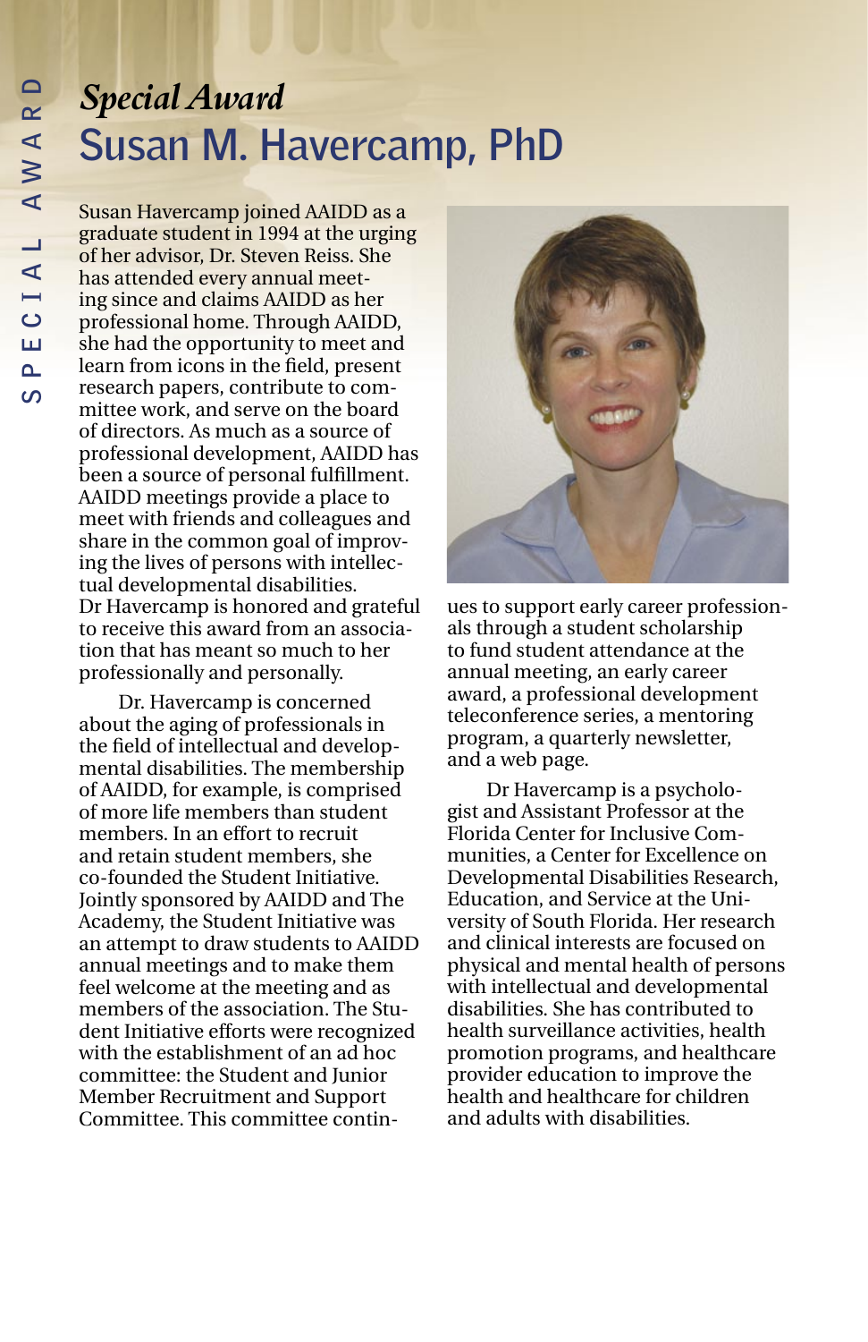*Special Award*

# Susan M. Havercamp, PhD

Susan Havercamp joined AAIDD as a graduate student in 1994 at the urging of her advisor, Dr. Steven Reiss. She has attended every annual meeting since and claims AAIDD as her professional home. Through AAIDD, she had the opportunity to meet and learn from icons in the field, present research papers, contribute to committee work, and serve on the board of directors. As much as a source of professional development, AAIDD has been a source of personal fulfillment. AAIDD meetings provide a place to meet with friends and colleagues and share in the common goal of improving the lives of persons with intellectual developmental disabilities. Dr Havercamp is honored and grateful to receive this award from an association that has meant so much to her professionally and personally.

Dr. Havercamp is concerned about the aging of professionals in the field of intellectual and developmental disabilities. The membership of AAIDD, for example, is comprised of more life members than student members. In an effort to recruit and retain student members, she co-founded the Student Initiative. Jointly sponsored by AAIDD and The Academy, the Student Initiative was an attempt to draw students to AAIDD annual meetings and to make them feel welcome at the meeting and as members of the association. The Student Initiative efforts were recognized with the establishment of an ad hoc committee: the Student and Junior Member Recruitment and Support Committee. This committee continues to support early career professionals through a student scholarship to fund student attendance at the annual meeting, an early career award, a professional development teleconference series, a mentoring program, a quarterly newsletter, and a web page.

Dr Havercamp is a psychologist and Assistant Professor at the Florida Center for Inclusive Communities, a Center for Excellence on Developmental Disabilities Research, Education, and Service at the University of South Florida. Her research and clinical interests are focused on physical and mental health of persons with intellectual and developmental disabilities. She has contributed to health surveillance activities, health promotion programs, and healthcare provider education to improve the health and healthcare for children and adults with disabilities.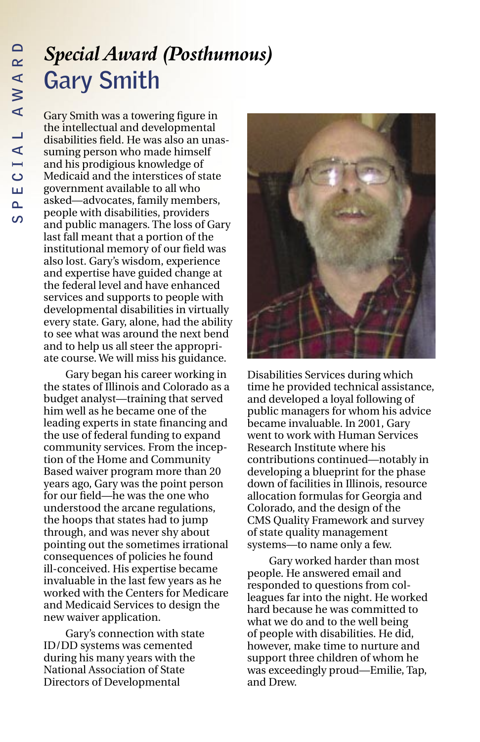## *Special Award (Posthumous)*

# Gary Smith

Gary Smith was a towering figure in the intellectual and developmental disabilities field. He was also an unassuming person who made himself and his prodigious knowledge of Medicaid and the interstices of state government available to all who asked—advocates, family members, people with disabilities, providers and public managers. The loss of Gary last fall meant that a portion of the institutional memory of our field was also lost. Gary's wisdom, experience and expertise have guided change at the federal level and have enhanced services and supports to people with developmental disabilities in virtually every state. Gary, alone, had the ability to see what was around the next bend and to help us all steer the appropriate course. We will miss his guidance.

Gary began his career working in the states of Illinois and Colorado as a budget analyst—training that served him well as he became one of the leading experts in state financing and the use of federal funding to expand community services. From the inception of the Home and Community Based waiver program more than 20 years ago, Gary was the point person for our field—he was the one who understood the arcane regulations, the hoops that states had to jump through, and was never shy about pointing out the sometimes irrational consequences of policies he found ill-conceived. His expertise became invaluable in the last few years as he worked with the Centers for Medicare and Medicaid Services to design the new waiver application.

Gary's connection with state ID/DD systems was cemented during his many years with the National Association of State Directors of Developmental Disabilities Services during which time he provided technical assistance, and developed a loyal following of public managers for whom his advice became invaluable. In 2001, Gary went to work with Human Services Research Institute where his contributions continued—notably in developing a blueprint for the phase down of facilities in Illinois, resource allocation formulas for Georgia and Colorado, and the design of the CMS Quality Framework and survey of state quality management systems—to name only a few.

Gary worked harder than most people. He answered email and responded to questions from colleagues far into the night. He worked hard because he was committed to what we do and to the well being of people with disabilities. He did, however, make time to nurture and support three children of whom he was exceedingly proud—Emilie, Tap, and Drew.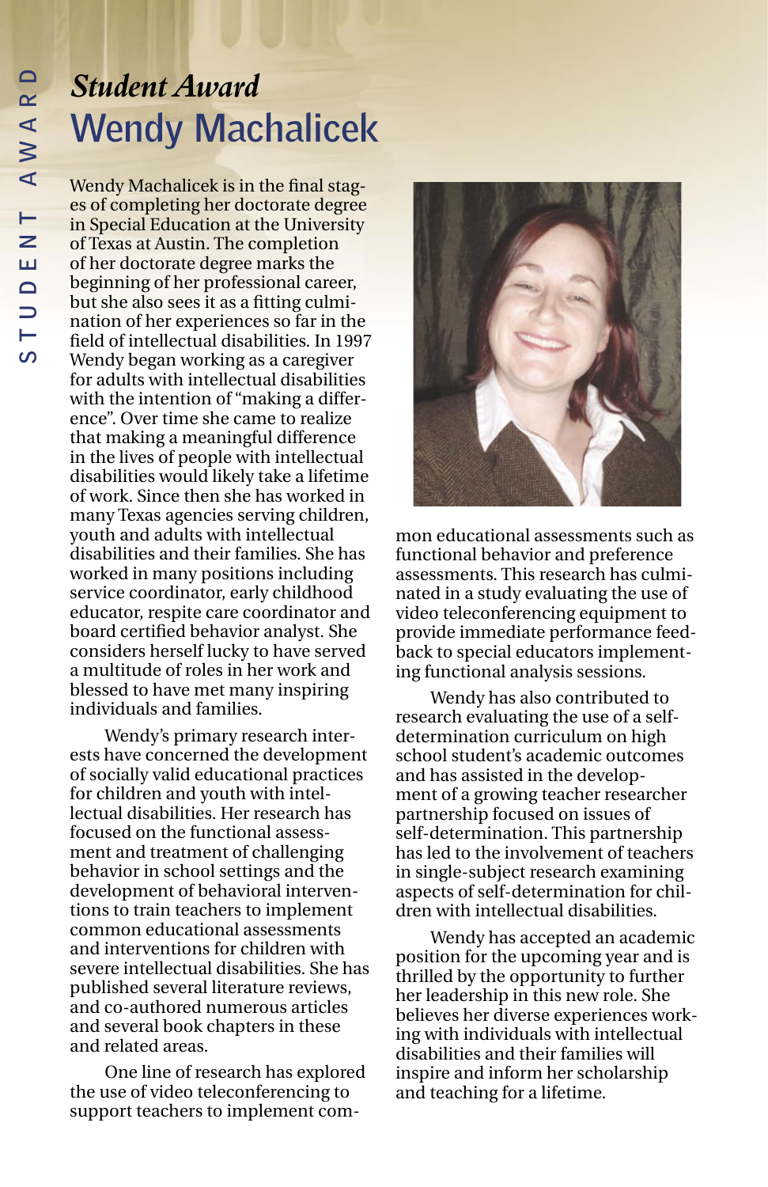*Student Award*

# Wendy Machalicek

Wendy Machalicek is in the final stages of completing her doctorate degree in Special Education at the University of Texas at Austin. The completion of her doctorate degree marks the beginning of her professional career, but she also sees it as a fitting culmination of her experiences so far in the field of intellectual disabilities. In 1997 Wendy began working as a caregiver for adults with intellectual disabilities with the intention of "making a difference". Over time she came to realize that making a meaningful difference in the lives of people with intellectual disabilities would likely take a lifetime of work. Since then she has worked in many Texas agencies serving children, youth and adults with intellectual disabilities and their families. She has worked in many positions including service coordinator, early childhood educator, respite care coordinator and board certified behavior analyst. She considers herself lucky to have served a multitude of roles in her work and blessed to have met many inspiring individuals and families.

Wendy's primary research interests have concerned the development of socially valid educational practices for children and youth with intellectual disabilities. Her research has focused on the functional assessment and treatment of challenging behavior in school settings and the development of behavioral interventions to train teachers to implement common educational assessments and interventions for children with severe intellectual disabilities. She has published several literature reviews, and co-authored numerous articles and several book chapters in these and related areas.

One line of research has explored the use of video teleconferencing to support teachers to implement common educational assessments such as functional behavior and preference assessments. This research has culminated in a study evaluating the use of video teleconferencing equipment to provide immediate performance feedback to special educators implementing functional analysis sessions.

Wendy has also contributed to research evaluating the use of a self-determination curriculum on high school student's academic outcomes and has assisted in the development of a growing teacher researcher partnership focused on issues of self-determination. This partnership has led to the involvement of teachers in single-subject research examining aspects of self-determination for children with intellectual disabilities.

Wendy has accepted an academic position for the upcoming year and is thrilled by the opportunity to further her leadership in this new role. She believes her diverse experiences working with individuals with intellectual disabilities and their families will inspire and inform her scholarship and teaching for a lifetime.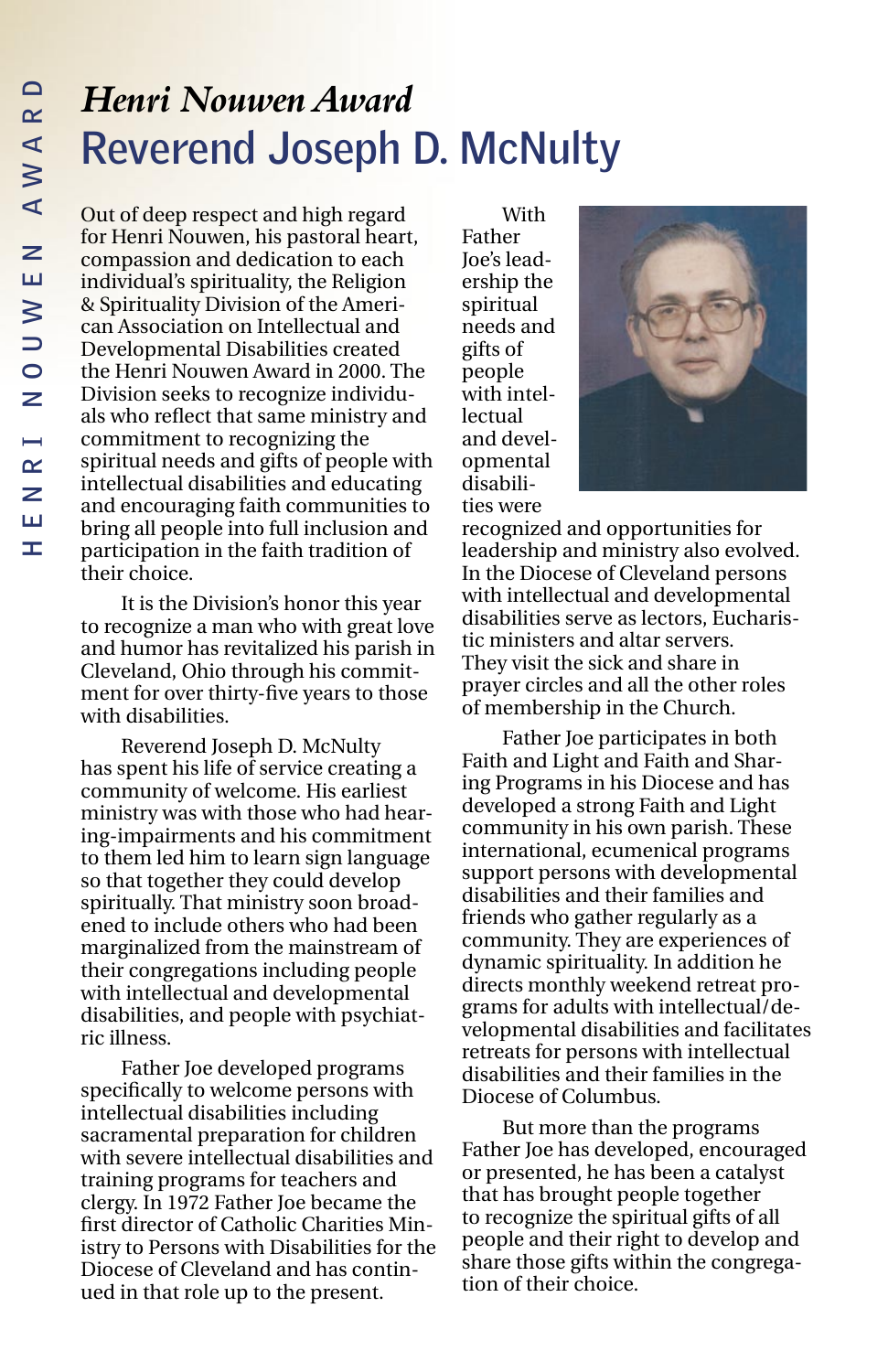# *Henri Nouwen Award*

## Reverend Joseph D. McNulty

Out of deep respect and high regard for Henri Nouwen, his pastoral heart, compassion and dedication to each individual's spirituality, the Religion & Spirituality Division of the American Association on Intellectual and Developmental Disabilities created the Henri Nouwen Award in 2000. The Division seeks to recognize individuals who reflect that same ministry and commitment to recognizing the spiritual needs and gifts of people with intellectual disabilities and educating and encouraging faith communities to bring all people into full inclusion and participation in the faith tradition of their choice.

It is the Division's honor this year to recognize a man who with great love and humor has revitalized his parish in Cleveland, Ohio through his commitment for over thirty-five years to those with disabilities.

Reverend Joseph D. McNulty has spent his life of service creating a community of welcome. His earliest ministry was with those who had hearing-impairments and his commitment to them led him to learn sign language so that together they could develop spiritually. That ministry soon broadened to include others who had been marginalized from the mainstream of their congregations including people with intellectual and developmental disabilities, and people with psychiatric illness.

Father Joe developed programs specifically to welcome persons with intellectual disabilities including sacramental preparation for children with severe intellectual disabilities and training programs for teachers and clergy. In 1972 Father Joe became the first director of Catholic Charities Ministry to Persons with Disabilities for the Diocese of Cleveland and has continued in that role up to the present.

With Father Joe's leadership the spiritual needs and gifts of people with intellectual and developmental disabilities were recognized and opportunities for leadership and ministry also evolved. In the Diocese of Cleveland persons with intellectual and developmental disabilities serve as lectors, Eucharistic ministers and altar servers. They visit the sick and share in prayer circles and all the other roles of membership in the Church.

Father Joe participates in both Faith and Light and Faith and Sharing Programs in his Diocese and has developed a strong Faith and Light community in his own parish. These international, ecumenical programs support persons with developmental disabilities and their families and friends who gather regularly as a community. They are experiences of dynamic spirituality. In addition he directs monthly weekend retreat programs for adults with intellectual/developmental disabilities and facilitates retreats for persons with intellectual disabilities and their families in the Diocese of Columbus.

But more than the programs Father Joe has developed, encouraged or presented, he has been a catalyst that has brought people together to recognize the spiritual gifts of all people and their right to develop and share those gifts within the congregation of their choice.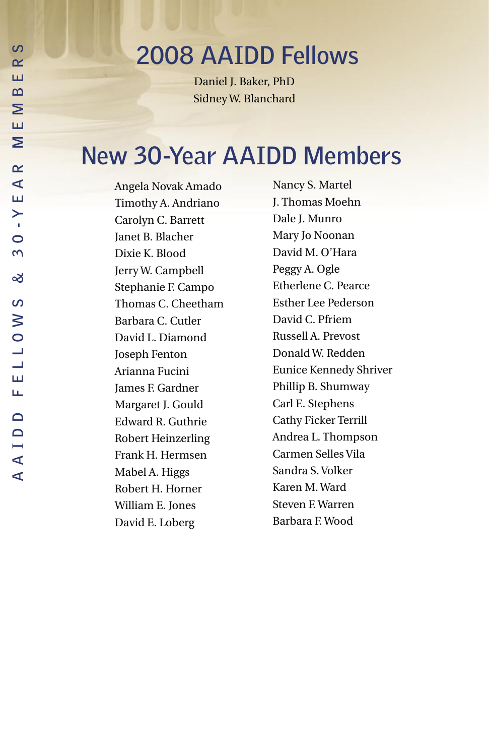# 2008 AAIDD Fellows

Daniel J. Baker, PhD
Sidney W. Blanchard

# New 30-Year AAIDD Members

Angela Novak Amado
Timothy A. Andriano
Carolyn C. Barrett
Janet B. Blacher
Dixie K. Blood
Jerry W. Campbell
Stephanie F. Campo
Thomas C. Cheetham
Barbara C. Cutler
David L. Diamond
Joseph Fenton
Arianna Fucini
James F. Gardner
Margaret J. Gould
Edward R. Guthrie
Robert Heinzerling
Frank H. Hermsen
Mabel A. Higgs
Robert H. Horner
William E. Jones
David E. Loberg
Nancy S. Martel
J. Thomas Moehn
Dale J. Munro
Mary Jo Noonan
David M. O'Hara
Peggy A. Ogle
Etherlene C. Pearce
Esther Lee Pederson
David C. Pfriem
Russell A. Prevost
Donald W. Redden
Eunice Kennedy Shriver
Phillip B. Shumway
Carl E. Stephens
Cathy Ficker Terrill
Andrea L. Thompson
Carmen Selles Vila
Sandra S. Volker
Karen M. Ward
Steven F. Warren
Barbara F. Wood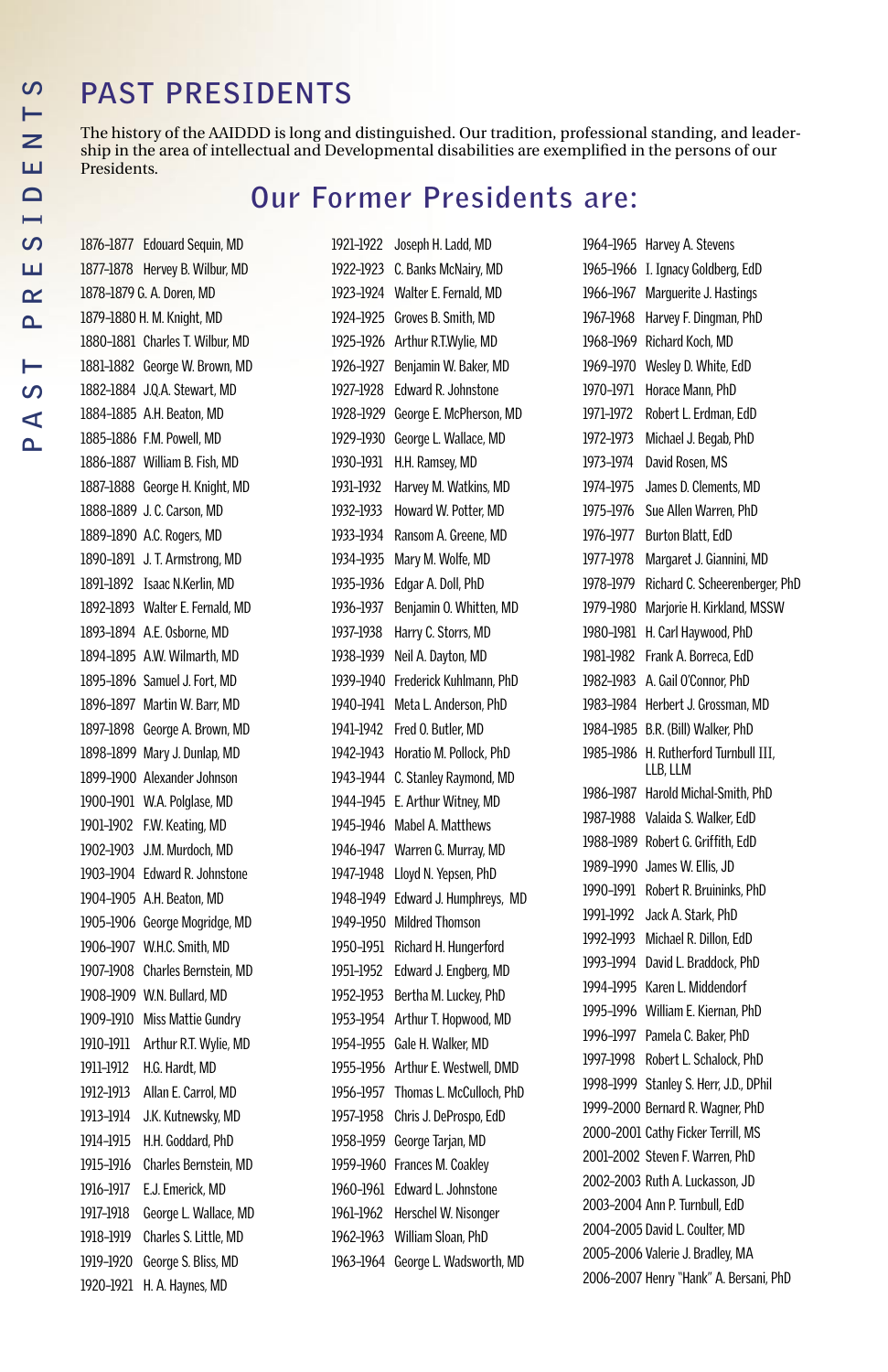# PAST PRESIDENTS

The history of the AAIDD is long and distinguished. Our tradition, professional standing, and leadership in the area of intellectual and Developmental disabilities are exemplified in the persons of our Presidents.

## Our Former Presidents are:

1876–1877 Edouard Sequin, MD
1877–1878 Hervey B. Wilbur, MD
1878–1879 G. A. Doren, MD
1879–1880 H. M. Knight, MD
1880–1881 Charles T. Wilbur, MD
1881–1882 George W. Brown, MD
1882–1884 J.Q.A. Stewart, MD
1884–1885 A.H. Beaton, MD
1885–1886 F.M. Powell, MD
1886–1887 William B. Fish, MD
1887–1888 George H. Knight, MD
1888–1889 J. C. Carson, MD
1889–1890 A.C. Rogers, MD
1890–1891 J. T. Armstrong, MD
1891–1892 Isaac N.Kerlin, MD
1892–1893 Walter E. Fernald, MD
1893–1894 A.E. Osborne, MD
1894–1895 A.W. Wilmarth, MD
1895–1896 Samuel J. Fort, MD
1896–1897 Martin W. Barr, MD
1897–1898 George A. Brown, MD
1898–1899 Mary J. Dunlap, MD
1899–1900 Alexander Johnson
1900–1901 W.A. Polglase, MD
1901–1902 F.W. Keating, MD
1902–1903 J.M. Murdoch, MD
1903–1904 Edward R. Johnstone
1904–1905 A.H. Beaton, MD
1905–1906 George Mogridge, MD
1906–1907 W.H.C. Smith, MD
1907–1908 Charles Bernstein, MD
1908–1909 W.N. Bullard, MD
1909–1910 Miss Mattie Gundry
1910–1911 Arthur R.T. Wylie, MD
1911–1912 H.G. Hardt, MD
1912–1913 Allan E. Carrol, MD
1913–1914 J.K. Kutnewsky, MD
1914–1915 H.H. Goddard, PhD
1915–1916 Charles Bernstein, MD
1916–1917 E.J. Emerick, MD
1917–1918 George L. Wallace, MD
1918–1919 Charles S. Little, MD
1919–1920 George S. Bliss, MD
1920–1921 H. A. Haynes, MD
1921–1922 Joseph H. Ladd, MD
1922–1923 C. Banks McNairy, MD
1923–1924 Walter E. Fernald, MD
1924–1925 Groves B. Smith, MD
1925–1926 Arthur R.T.Wylie, MD
1926–1927 Benjamin W. Baker, MD
1927–1928 Edward R. Johnstone
1928–1929 George E. McPherson, MD
1929–1930 George L. Wallace, MD
1930–1931 H.H. Ramsey, MD
1931–1932 Harvey M. Watkins, MD
1932–1933 Howard W. Potter, MD
1933–1934 Ransom A. Greene, MD
1934–1935 Mary M. Wolfe, MD
1935–1936 Edgar A. Doll, PhD
1936–1937 Benjamin O. Whitten, MD
1937–1938 Harry C. Storrs, MD
1938–1939 Neil A. Dayton, MD
1939–1940 Frederick Kuhlmann, PhD
1940–1941 Meta L. Anderson, PhD
1941–1942 Fred O. Butler, MD
1942–1943 Horatio M. Pollock, PhD
1943–1944 C. Stanley Raymond, MD
1944–1945 E. Arthur Witney, MD
1945–1946 Mabel A. Matthews
1946–1947 Warren G. Murray, MD
1947–1948 Lloyd N. Yepsen, PhD
1948–1949 Edward J. Humphreys, MD
1949–1950 Mildred Thomson
1950–1951 Richard H. Hungerford
1951–1952 Edward J. Engberg, MD
1952–1953 Bertha M. Luckey, PhD
1953–1954 Arthur T. Hopwood, MD
1954–1955 Gale H. Walker, MD
1955–1956 Arthur E. Westwell, DMD
1956–1957 Thomas L. McCulloch, PhD
1957–1958 Chris J. DeProspo, EdD
1958–1959 George Tarjan, MD
1959–1960 Frances M. Coakley
1960–1961 Edward L. Johnstone
1961–1962 Herschel W. Nisonger
1962–1963 William Sloan, PhD
1963–1964 George L. Wadsworth, MD
1964–1965 Harvey A. Stevens
1965–1966 I. Ignacy Goldberg, EdD
1966–1967 Marguerite J. Hastings
1967–1968 Harvey F. Dingman, PhD
1968–1969 Richard Koch, MD
1969–1970 Wesley D. White, EdD
1970–1971 Horace Mann, PhD
1971–1972 Robert L. Erdman, EdD
1972–1973 Michael J. Begab, PhD
1973–1974 David Rosen, MS
1974–1975 James D. Clements, MD
1975–1976 Sue Allen Warren, PhD
1976–1977 Burton Blatt, EdD
1977–1978 Margaret J. Giannini, MD
1978–1979 Richard C. Scheerenberger, PhD
1979–1980 Marjorie H. Kirkland, MSSW
1980–1981 H. Carl Haywood, PhD
1981–1982 Frank A. Borreca, EdD
1982–1983 A. Gail O'Connor, PhD
1983–1984 Herbert J. Grossman, MD
1984–1985 B.R. (Bill) Walker, PhD
1985–1986 H. Rutherford Turnbull III, LLB, LLM
1986–1987 Harold Michal-Smith, PhD
1987–1988 Valaida S. Walker, EdD
1988–1989 Robert G. Griffith, EdD
1989–1990 James W. Ellis, JD
1990–1991 Robert R. Bruininks, PhD
1991–1992 Jack A. Stark, PhD
1992–1993 Michael R. Dillon, EdD
1993–1994 David L. Braddock, PhD
1994–1995 Karen L. Middendorf
1995–1996 William E. Kiernan, PhD
1996–1997 Pamela C. Baker, PhD
1997–1998 Robert L. Schalock, PhD
1998–1999 Stanley S. Herr, J.D., DPhil
1999–2000 Bernard R. Wagner, PhD
2000–2001 Cathy Ficker Terrill, MS
2001–2002 Steven F. Warren, PhD
2002–2003 Ruth A. Luckasson, JD
2003–2004 Ann P. Turnbull, EdD
2004–2005 David L. Coulter, MD
2005–2006 Valerie J. Bradley, MA
2006–2007 Henry "Hank" A. Bersani, PhD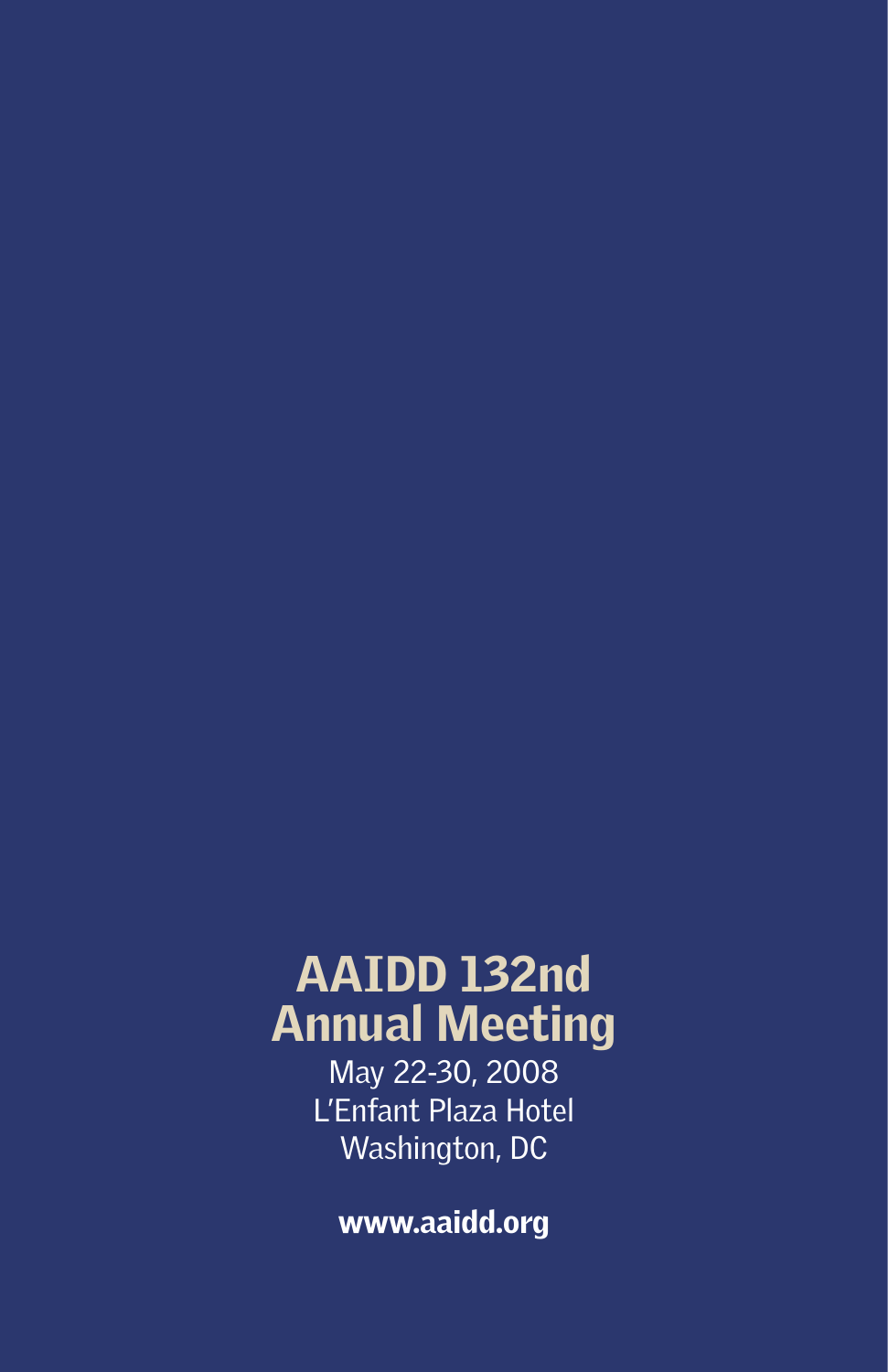# AAIDD 132nd Annual Meeting

May 22-30, 2008
L'Enfant Plaza Hotel
Washington, DC

**www.aaidd.org**